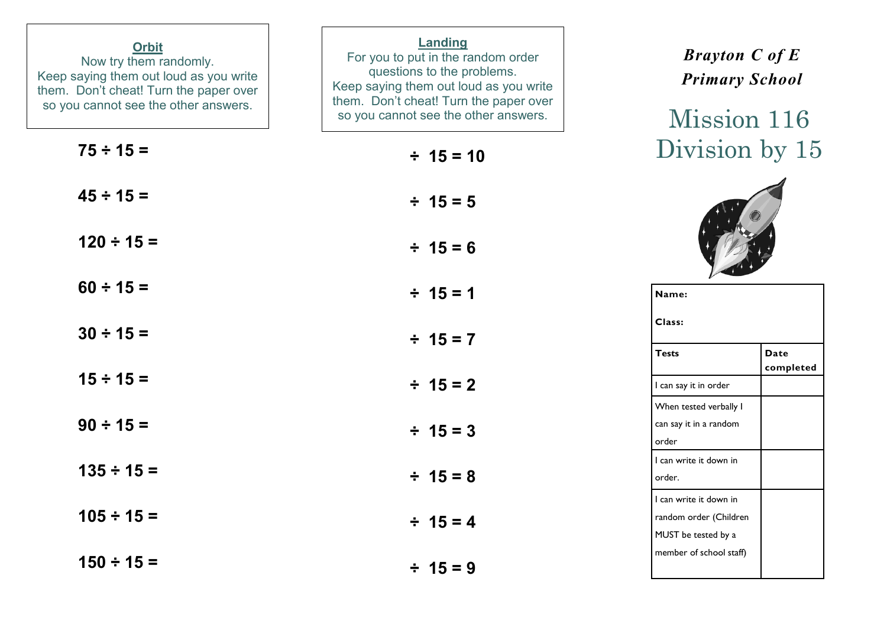**Orbit**

Now try them randomly.
Keep saying them out loud as you write them. Don't cheat! Turn the paper over so you cannot see the other answers.

**75 ÷ 15 =**

**45 ÷ 15 =**

**120 ÷ 15 =**

**60 ÷ 15 =**

**30 ÷ 15 =**

**15 ÷ 15 =**

**90 ÷ 15 =**

**135 ÷ 15 =**

**105 ÷ 15 =**

**150 ÷ 15 =**

**Landing**

For you to put in the random order questions to the problems.
Keep saying them out loud as you write them. Don't cheat! Turn the paper over so you cannot see the other answers.

**÷ 15 = 10**

**÷ 15 = 5**

**÷ 15 = 6**

**÷ 15 = 1**

**÷ 15 = 7**

**÷ 15 = 2**

**÷ 15 = 3**

**÷ 15 = 8**

**÷ 15 = 4**

**÷ 15 = 9**

***Brayton C of E Primary School***

# Mission 116
# Division by 15

| **Name:**<br><br>**Class:** | |
|---|---|
| **Tests** | **Date completed** |
| I can say it in order | |
| When tested verbally I can say it in a random order | |
| I can write it down in order. | |
| I can write it down in random order (Children MUST be tested by a member of school staff) | |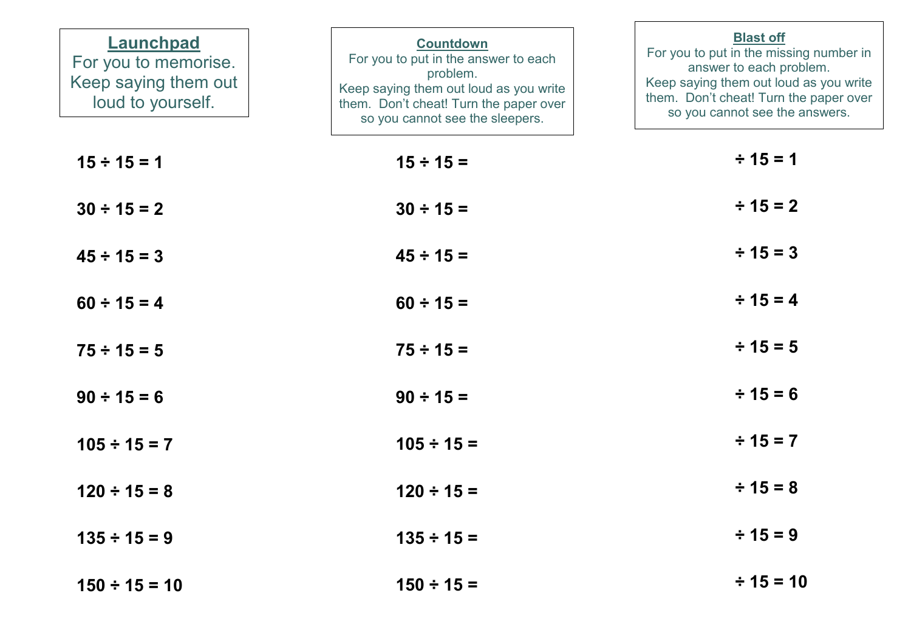**Launchpad**
For you to memorise.
Keep saying them out loud to yourself.

**Countdown**
For you to put in the answer to each problem.
Keep saying them out loud as you write them. Don't cheat! Turn the paper over so you cannot see the sleepers.

**Blast off**
For you to put in the missing number in answer to each problem.
Keep saying them out loud as you write them. Don't cheat! Turn the paper over so you cannot see the answers.

| Launchpad | Countdown | Blast off |
|---|---|---|
| **15 ÷ 15 = 1** | **15 ÷ 15 =** | **÷ 15 = 1** |
| **30 ÷ 15 = 2** | **30 ÷ 15 =** | **÷ 15 = 2** |
| **45 ÷ 15 = 3** | **45 ÷ 15 =** | **÷ 15 = 3** |
| **60 ÷ 15 = 4** | **60 ÷ 15 =** | **÷ 15 = 4** |
| **75 ÷ 15 = 5** | **75 ÷ 15 =** | **÷ 15 = 5** |
| **90 ÷ 15 = 6** | **90 ÷ 15 =** | **÷ 15 = 6** |
| **105 ÷ 15 = 7** | **105 ÷ 15 =** | **÷ 15 = 7** |
| **120 ÷ 15 = 8** | **120 ÷ 15 =** | **÷ 15 = 8** |
| **135 ÷ 15 = 9** | **135 ÷ 15 =** | **÷ 15 = 9** |
| **150 ÷ 15 = 10** | **150 ÷ 15 =** | **÷ 15 = 10** |